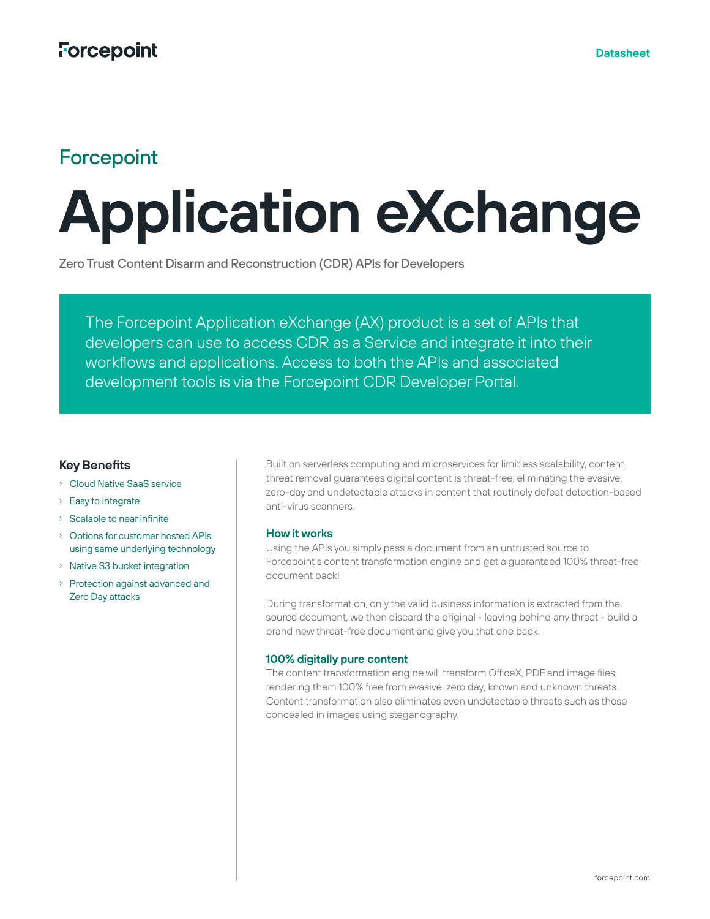Forcepoint

# Forcepoint

# Application eXchange

Zero Trust Content Disarm and Reconstruction (CDR) APIs for Developers

The Forcepoint Application eXchange (AX) product is a set of APIs that developers can use to access CDR as a Service and integrate it into their workflows and applications. Access to both the APIs and associated development tools is via the Forcepoint CDR Developer Portal.

### Key Benefits

- Cloud Native SaaS service
- Easy to integrate
- Scalable to near infinite
- Options for customer hosted APIs using same underlying technology
- Native S3 bucket integration
- Protection against advanced and Zero Day attacks

Built on serverless computing and microservices for limitless scalability, content threat removal guarantees digital content is threat-free, eliminating the evasive, zero-day and undetectable attacks in content that routinely defeat detection-based anti-virus scanners.

### How it works

Using the APIs you simply pass a document from an untrusted source to Forcepoint's content transformation engine and get a guaranteed 100% threat-free document back!

During transformation, only the valid business information is extracted from the source document, we then discard the original - leaving behind any threat - build a brand new threat-free document and give you that one back.

### 100% digitally pure content

The content transformation engine will transform OfficeX, PDF and image files, rendering them 100% free from evasive, zero day, known and unknown threats. Content transformation also eliminates even undetectable threats such as those concealed in images using steganography.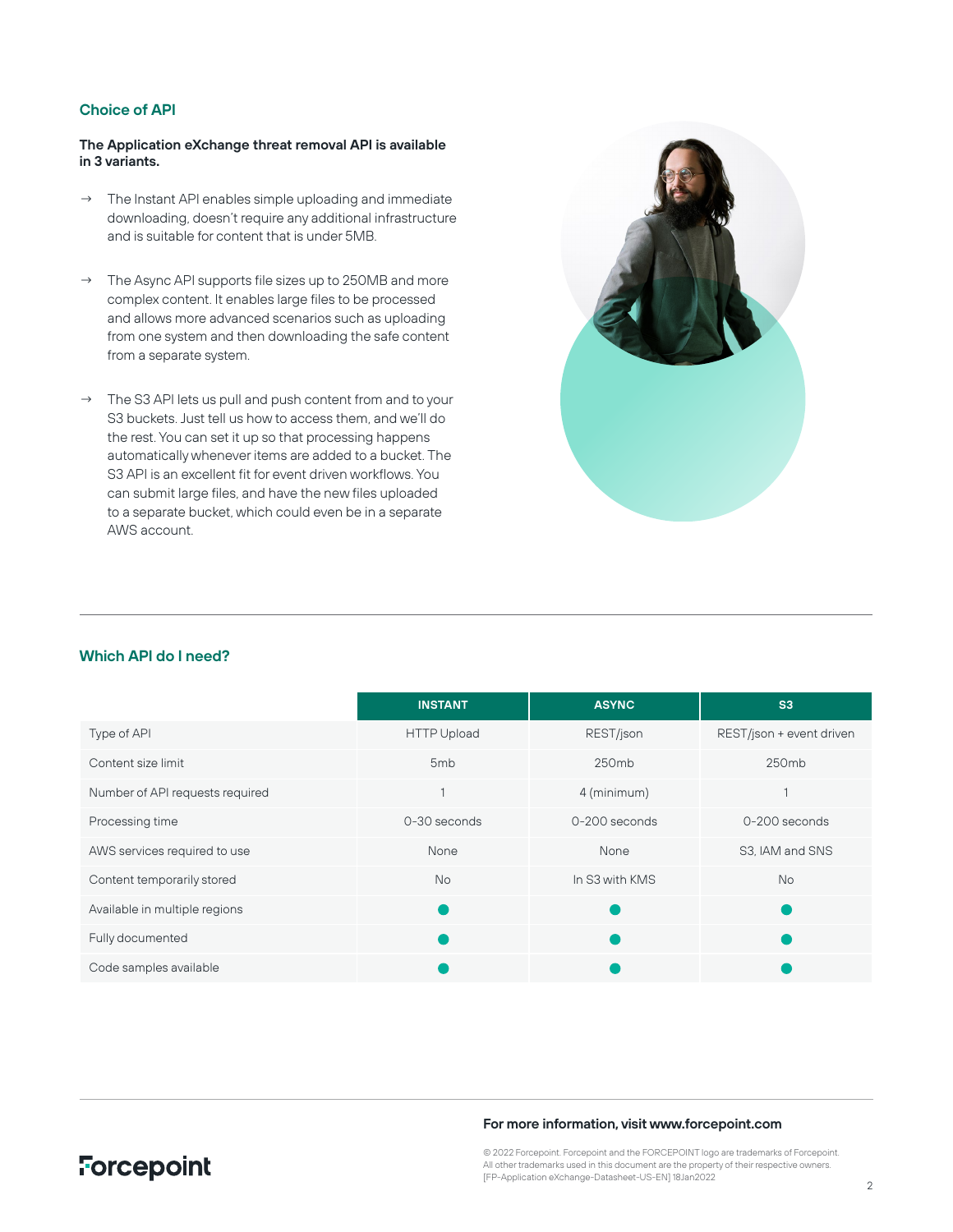## Choice of API

**The Application eXchange threat removal API is available in 3 variants.**

- The Instant API enables simple uploading and immediate downloading, doesn't require any additional infrastructure and is suitable for content that is under 5MB.
- The Async API supports file sizes up to 250MB and more complex content. It enables large files to be processed and allows more advanced scenarios such as uploading from one system and then downloading the safe content from a separate system.
- The S3 API lets us pull and push content from and to your S3 buckets. Just tell us how to access them, and we'll do the rest. You can set it up so that processing happens automatically whenever items are added to a bucket. The S3 API is an excellent fit for event driven workflows. You can submit large files, and have the new files uploaded to a separate bucket, which could even be in a separate AWS account.

## Which API do I need?

| | INSTANT | ASYNC | S3 |
|---|---|---|---|
| Type of API | HTTP Upload | REST/json | REST/json + event driven |
| Content size limit | 5mb | 250mb | 250mb |
| Number of API requests required | 1 | 4 (minimum) | 1 |
| Processing time | 0-30 seconds | 0-200 seconds | 0-200 seconds |
| AWS services required to use | None | None | S3, IAM and SNS |
| Content temporarily stored | No | In S3 with KMS | No |
| Available in multiple regions | ● | ● | ● |
| Fully documented | ● | ● | ● |
| Code samples available | ● | ● | ● |

**For more information, visit www.forcepoint.com**

Forcepoint

© 2022 Forcepoint. Forcepoint and the FORCEPOINT logo are trademarks of Forcepoint. All other trademarks used in this document are the property of their respective owners. [FP-Application eXchange-Datasheet-US-EN] 18Jan2022